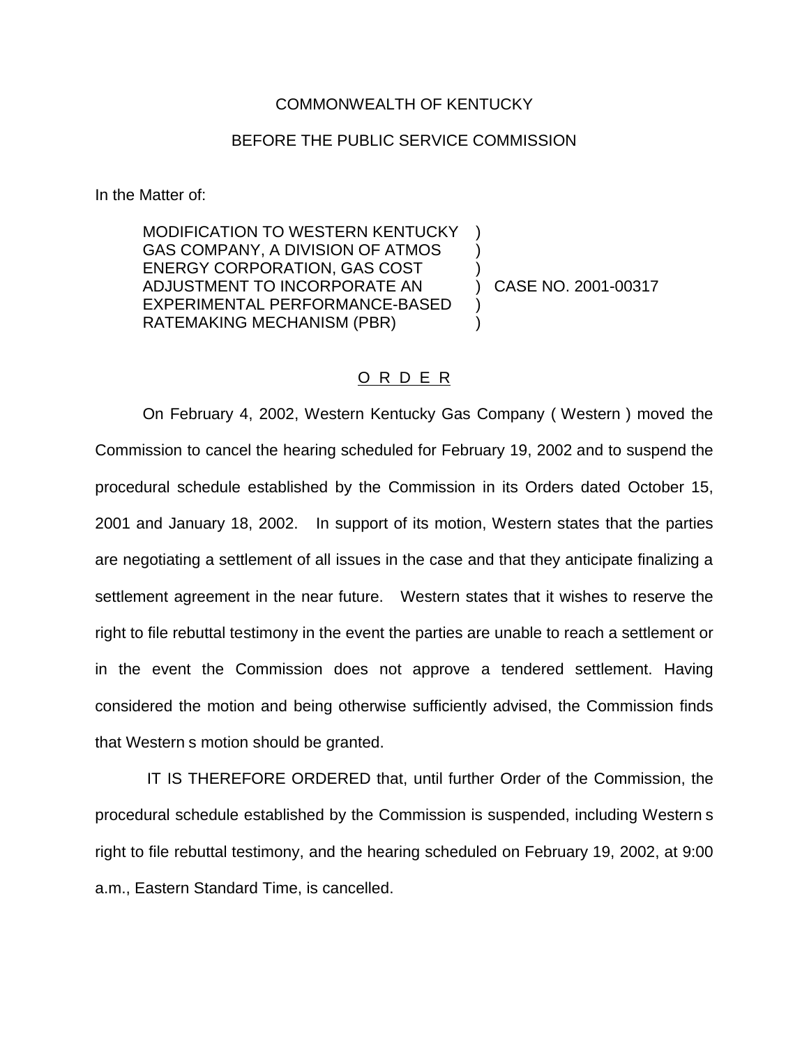COMMONWEALTH OF KENTUCKY

BEFORE THE PUBLIC SERVICE COMMISSION

In the Matter of:

| | | |
|---|---|---|
| MODIFICATION TO WESTERN KENTUCKY GAS COMPANY, A DIVISION OF ATMOS ENERGY CORPORATION, GAS COST ADJUSTMENT TO INCORPORATE AN EXPERIMENTAL PERFORMANCE-BASED RATEMAKING MECHANISM (PBR) | ) | CASE NO. 2001-00317 |

O R D E R

On February 4, 2002, Western Kentucky Gas Company ( Western ) moved the Commission to cancel the hearing scheduled for February 19, 2002 and to suspend the procedural schedule established by the Commission in its Orders dated October 15, 2001 and January 18, 2002. In support of its motion, Western states that the parties are negotiating a settlement of all issues in the case and that they anticipate finalizing a settlement agreement in the near future. Western states that it wishes to reserve the right to file rebuttal testimony in the event the parties are unable to reach a settlement or in the event the Commission does not approve a tendered settlement. Having considered the motion and being otherwise sufficiently advised, the Commission finds that Western s motion should be granted.

IT IS THEREFORE ORDERED that, until further Order of the Commission, the procedural schedule established by the Commission is suspended, including Western s right to file rebuttal testimony, and the hearing scheduled on February 19, 2002, at 9:00 a.m., Eastern Standard Time, is cancelled.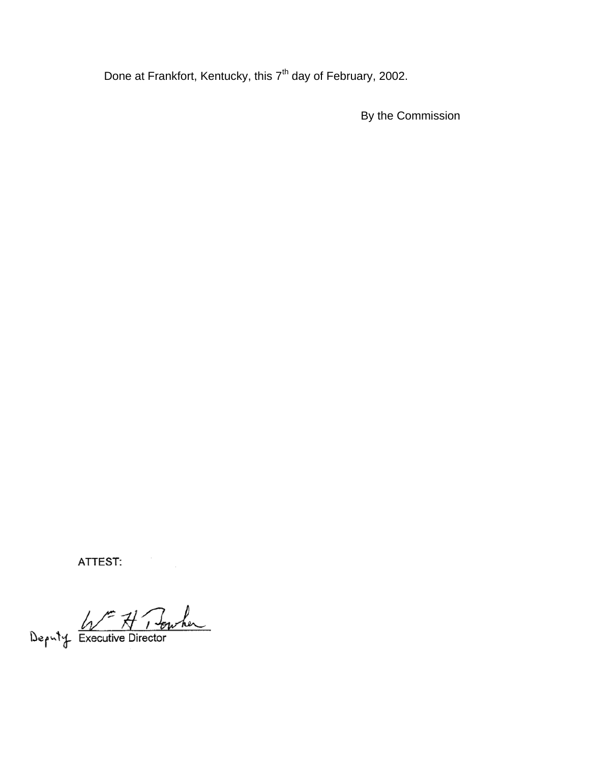Done at Frankfort, Kentucky, this 7th day of February, 2002.

By the Commission

ATTEST:

Deputy Executive Director